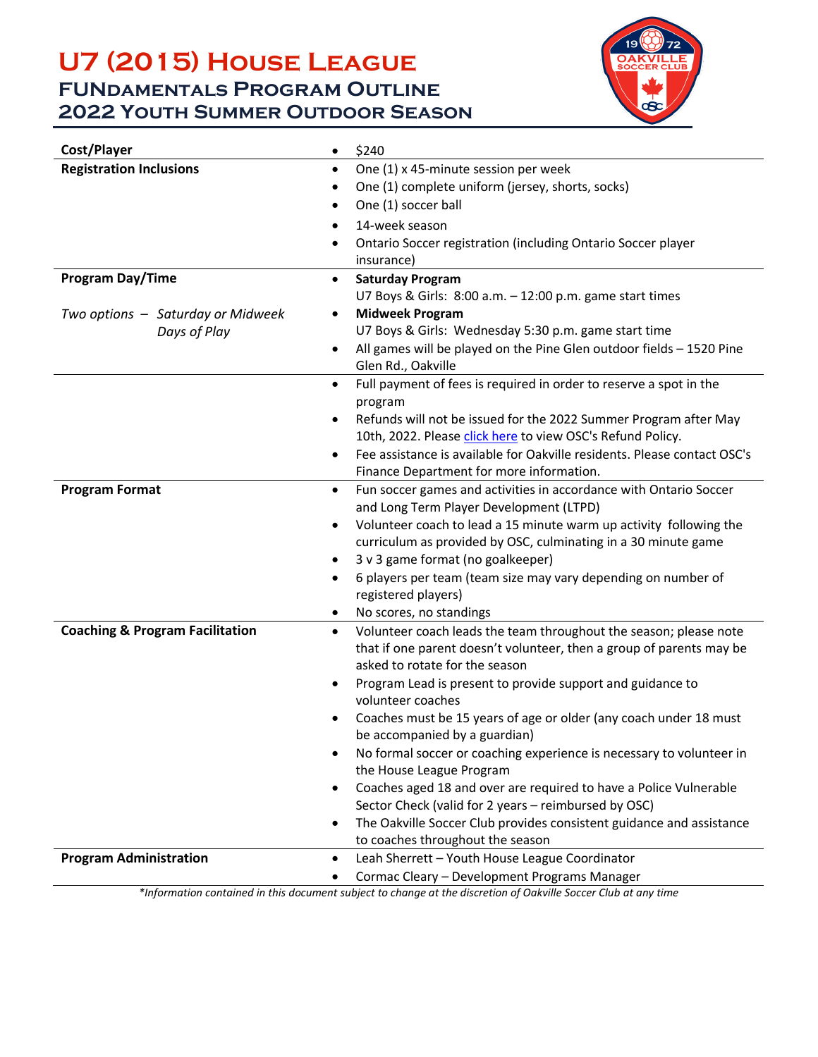# U7 (2015) House League

## FUNdamentals Program Outline

## 2022 Youth Summer Outdoor Season

| | |
|---|---|
| **Cost/Player** | • $240 |
| **Registration Inclusions** | • One (1) x 45-minute session per week<br>• One (1) complete uniform (jersey, shorts, socks)<br>• One (1) soccer ball<br>• 14-week season<br>• Ontario Soccer registration (including Ontario Soccer player insurance) |
| **Program Day/Time**<br><br>*Two options – Saturday or Midweek Days of Play* | • **Saturday Program**<br>U7 Boys & Girls: 8:00 a.m. – 12:00 p.m. game start times<br>• **Midweek Program**<br>U7 Boys & Girls: Wednesday 5:30 p.m. game start time<br>• All games will be played on the Pine Glen outdoor fields – 1520 Pine Glen Rd., Oakville |
| | • Full payment of fees is required in order to reserve a spot in the program<br>• Refunds will not be issued for the 2022 Summer Program after May 10th, 2022. Please click here to view OSC's Refund Policy.<br>• Fee assistance is available for Oakville residents. Please contact OSC's Finance Department for more information. |
| **Program Format** | • Fun soccer games and activities in accordance with Ontario Soccer and Long Term Player Development (LTPD)<br>• Volunteer coach to lead a 15 minute warm up activity following the curriculum as provided by OSC, culminating in a 30 minute game<br>• 3 v 3 game format (no goalkeeper)<br>• 6 players per team (team size may vary depending on number of registered players)<br>• No scores, no standings |
| **Coaching & Program Facilitation** | • Volunteer coach leads the team throughout the season; please note that if one parent doesn't volunteer, then a group of parents may be asked to rotate for the season<br>• Program Lead is present to provide support and guidance to volunteer coaches<br>• Coaches must be 15 years of age or older (any coach under 18 must be accompanied by a guardian)<br>• No formal soccer or coaching experience is necessary to volunteer in the House League Program<br>• Coaches aged 18 and over are required to have a Police Vulnerable Sector Check (valid for 2 years – reimbursed by OSC)<br>• The Oakville Soccer Club provides consistent guidance and assistance to coaches throughout the season |
| **Program Administration** | • Leah Sherrett – Youth House League Coordinator<br>• Cormac Cleary – Development Programs Manager |

*\*Information contained in this document subject to change at the discretion of Oakville Soccer Club at any time*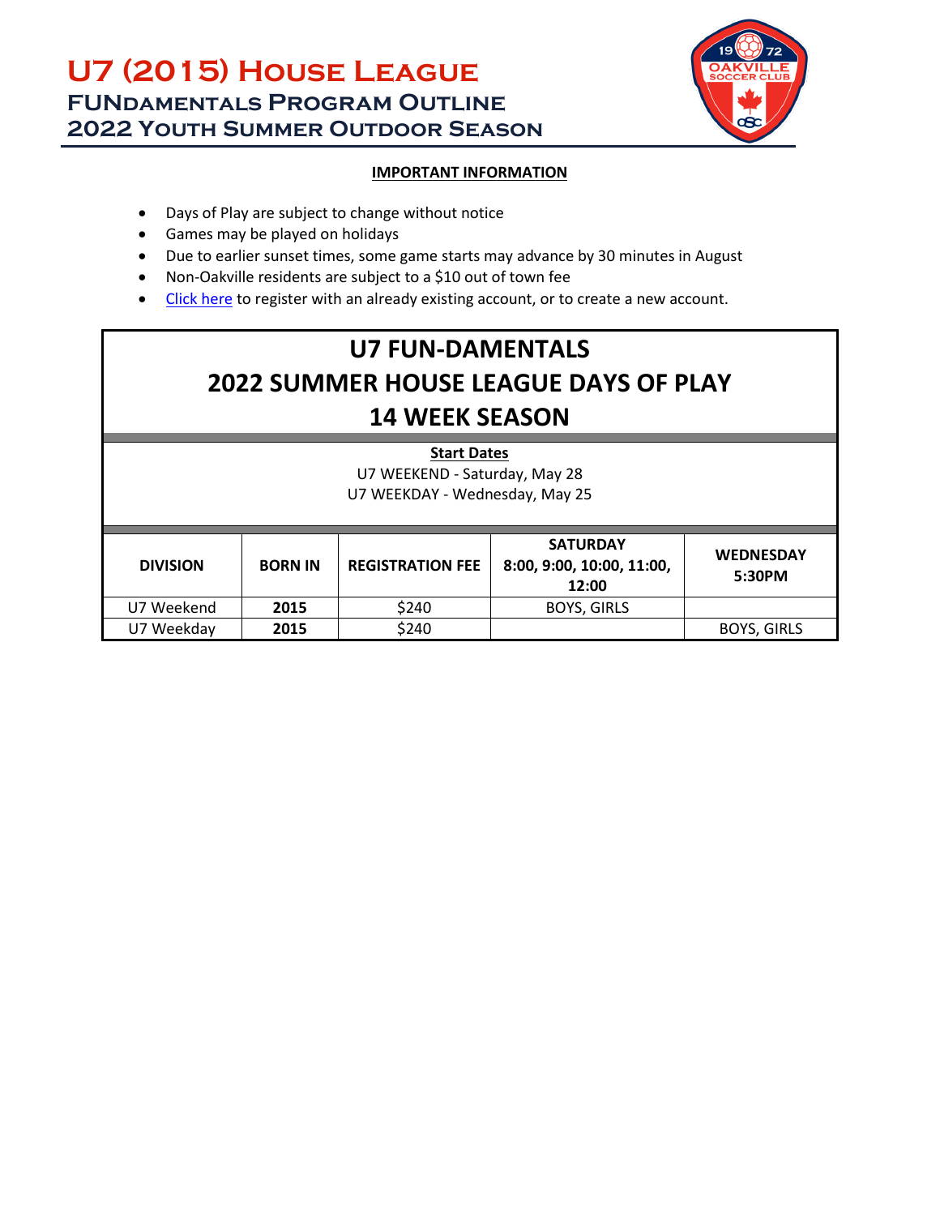# U7 (2015) House League

## FUNdamentals Program Outline

## 2022 Youth Summer Outdoor Season

**IMPORTANT INFORMATION**

- Days of Play are subject to change without notice
- Games may be played on holidays
- Due to earlier sunset times, some game starts may advance by 30 minutes in August
- Non-Oakville residents are subject to a $10 out of town fee
- Click here to register with an already existing account, or to create a new account.

## U7 FUN-DAMENTALS
## 2022 SUMMER HOUSE LEAGUE DAYS OF PLAY
## 14 WEEK SEASON

**Start Dates**

U7 WEEKEND - Saturday, May 28

U7 WEEKDAY - Wednesday, May 25

| DIVISION | BORN IN | REGISTRATION FEE | SATURDAY 8:00, 9:00, 10:00, 11:00, 12:00 | WEDNESDAY 5:30PM |
|---|---|---|---|---|
| U7 Weekend | **2015** | $240 | BOYS, GIRLS | |
| U7 Weekday | **2015** | $240 | | BOYS, GIRLS |